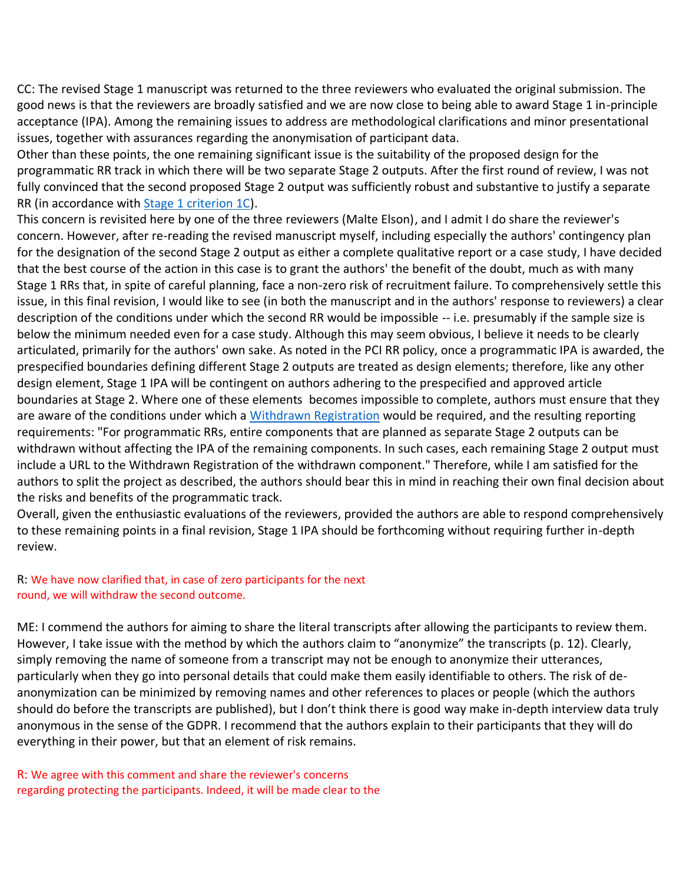CC: The revised Stage 1 manuscript was returned to the three reviewers who evaluated the original submission. The good news is that the reviewers are broadly satisfied and we are now close to being able to award Stage 1 in-principle acceptance (IPA). Among the remaining issues to address are methodological clarifications and minor presentational issues, together with assurances regarding the anonymisation of participant data.

Other than these points, the one remaining significant issue is the suitability of the proposed design for the programmatic RR track in which there will be two separate Stage 2 outputs. After the first round of review, I was not fully convinced that the second proposed Stage 2 output was sufficiently robust and substantive to justify a separate RR (in accordance with [Stage 1 criterion 1C]).

This concern is revisited here by one of the three reviewers (Malte Elson), and I admit I do share the reviewer's concern. However, after re-reading the revised manuscript myself, including especially the authors' contingency plan for the designation of the second Stage 2 output as either a complete qualitative report or a case study, I have decided that the best course of the action in this case is to grant the authors' the benefit of the doubt, much as with many Stage 1 RRs that, in spite of careful planning, face a non-zero risk of recruitment failure. To comprehensively settle this issue, in this final revision, I would like to see (in both the manuscript and in the authors' response to reviewers) a clear description of the conditions under which the second RR would be impossible -- i.e. presumably if the sample size is below the minimum needed even for a case study. Although this may seem obvious, I believe it needs to be clearly articulated, primarily for the authors' own sake. As noted in the PCI RR policy, once a programmatic IPA is awarded, the prespecified boundaries defining different Stage 2 outputs are treated as design elements; therefore, like any other design element, Stage 1 IPA will be contingent on authors adhering to the prespecified and approved article boundaries at Stage 2. Where one of these elements becomes impossible to complete, authors must ensure that they are aware of the conditions under which a [Withdrawn Registration] would be required, and the resulting reporting requirements: "For programmatic RRs, entire components that are planned as separate Stage 2 outputs can be withdrawn without affecting the IPA of the remaining components. In such cases, each remaining Stage 2 output must include a URL to the Withdrawn Registration of the withdrawn component." Therefore, while I am satisfied for the authors to split the project as described, the authors should bear this in mind in reaching their own final decision about the risks and benefits of the programmatic track.

Overall, given the enthusiastic evaluations of the reviewers, provided the authors are able to respond comprehensively to these remaining points in a final revision, Stage 1 IPA should be forthcoming without requiring further in-depth review.

R: We have now clarified that, in case of zero participants for the next round, we will withdraw the second outcome.

ME: I commend the authors for aiming to share the literal transcripts after allowing the participants to review them. However, I take issue with the method by which the authors claim to "anonymize" the transcripts (p. 12). Clearly, simply removing the name of someone from a transcript may not be enough to anonymize their utterances, particularly when they go into personal details that could make them easily identifiable to others. The risk of de-anonymization can be minimized by removing names and other references to places or people (which the authors should do before the transcripts are published), but I don't think there is good way make in-depth interview data truly anonymous in the sense of the GDPR. I recommend that the authors explain to their participants that they will do everything in their power, but that an element of risk remains.

R: We agree with this comment and share the reviewer's concerns regarding protecting the participants. Indeed, it will be made clear to the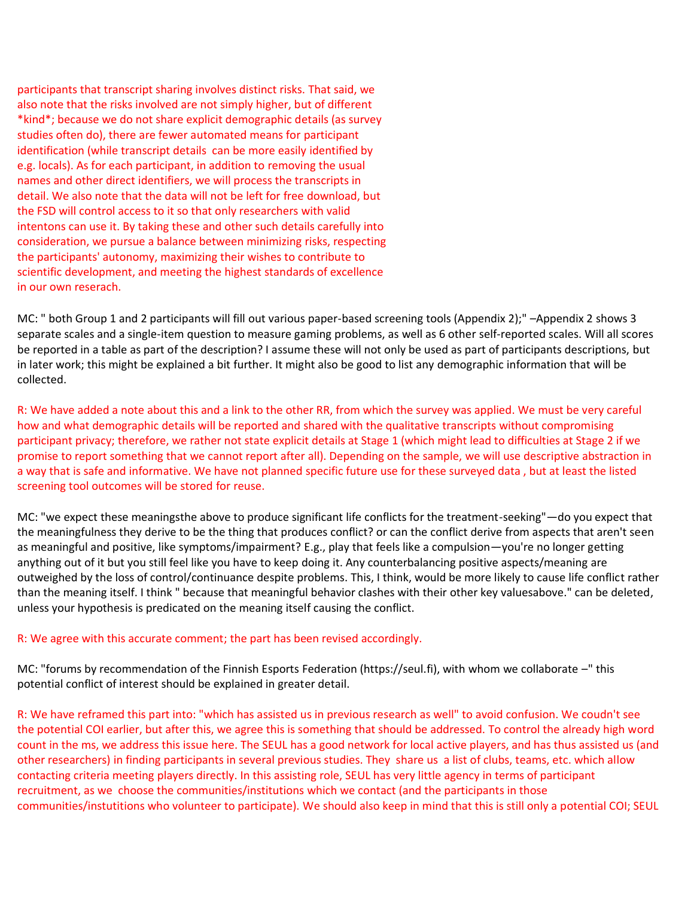participants that transcript sharing involves distinct risks. That said, we also note that the risks involved are not simply higher, but of different *kind*; because we do not share explicit demographic details (as survey studies often do), there are fewer automated means for participant identification (while transcript details can be more easily identified by e.g. locals). As for each participant, in addition to removing the usual names and other direct identifiers, we will process the transcripts in detail. We also note that the data will not be left for free download, but the FSD will control access to it so that only researchers with valid intentons can use it. By taking these and other such details carefully into consideration, we pursue a balance between minimizing risks, respecting the participants' autonomy, maximizing their wishes to contribute to scientific development, and meeting the highest standards of excellence in our own reserach.

MC: " both Group 1 and 2 participants will fill out various paper-based screening tools (Appendix 2);" –Appendix 2 shows 3 separate scales and a single-item question to measure gaming problems, as well as 6 other self-reported scales. Will all scores be reported in a table as part of the description? I assume these will not only be used as part of participants descriptions, but in later work; this might be explained a bit further. It might also be good to list any demographic information that will be collected.

R: We have added a note about this and a link to the other RR, from which the survey was applied. We must be very careful how and what demographic details will be reported and shared with the qualitative transcripts without compromising participant privacy; therefore, we rather not state explicit details at Stage 1 (which might lead to difficulties at Stage 2 if we promise to report something that we cannot report after all). Depending on the sample, we will use descriptive abstraction in a way that is safe and informative. We have not planned specific future use for these surveyed data , but at least the listed screening tool outcomes will be stored for reuse.

MC: "we expect these meaningsthe above to produce significant life conflicts for the treatment-seeking"—do you expect that the meaningfulness they derive to be the thing that produces conflict? or can the conflict derive from aspects that aren't seen as meaningful and positive, like symptoms/impairment? E.g., play that feels like a compulsion—you're no longer getting anything out of it but you still feel like you have to keep doing it. Any counterbalancing positive aspects/meaning are outweighed by the loss of control/continuance despite problems. This, I think, would be more likely to cause life conflict rather than the meaning itself. I think " because that meaningful behavior clashes with their other key valuesabove." can be deleted, unless your hypothesis is predicated on the meaning itself causing the conflict.

R: We agree with this accurate comment; the part has been revised accordingly.

MC: "forums by recommendation of the Finnish Esports Federation (https://seul.fi), with whom we collaborate –" this potential conflict of interest should be explained in greater detail.

R: We have reframed this part into: "which has assisted us in previous research as well" to avoid confusion. We coudn't see the potential COI earlier, but after this, we agree this is something that should be addressed. To control the already high word count in the ms, we address this issue here. The SEUL has a good network for local active players, and has thus assisted us (and other researchers) in finding participants in several previous studies. They share us a list of clubs, teams, etc. which allow contacting criteria meeting players directly. In this assisting role, SEUL has very little agency in terms of participant recruitment, as we choose the communities/institutions which we contact (and the participants in those communities/instutitions who volunteer to participate). We should also keep in mind that this is still only a potential COI; SEUL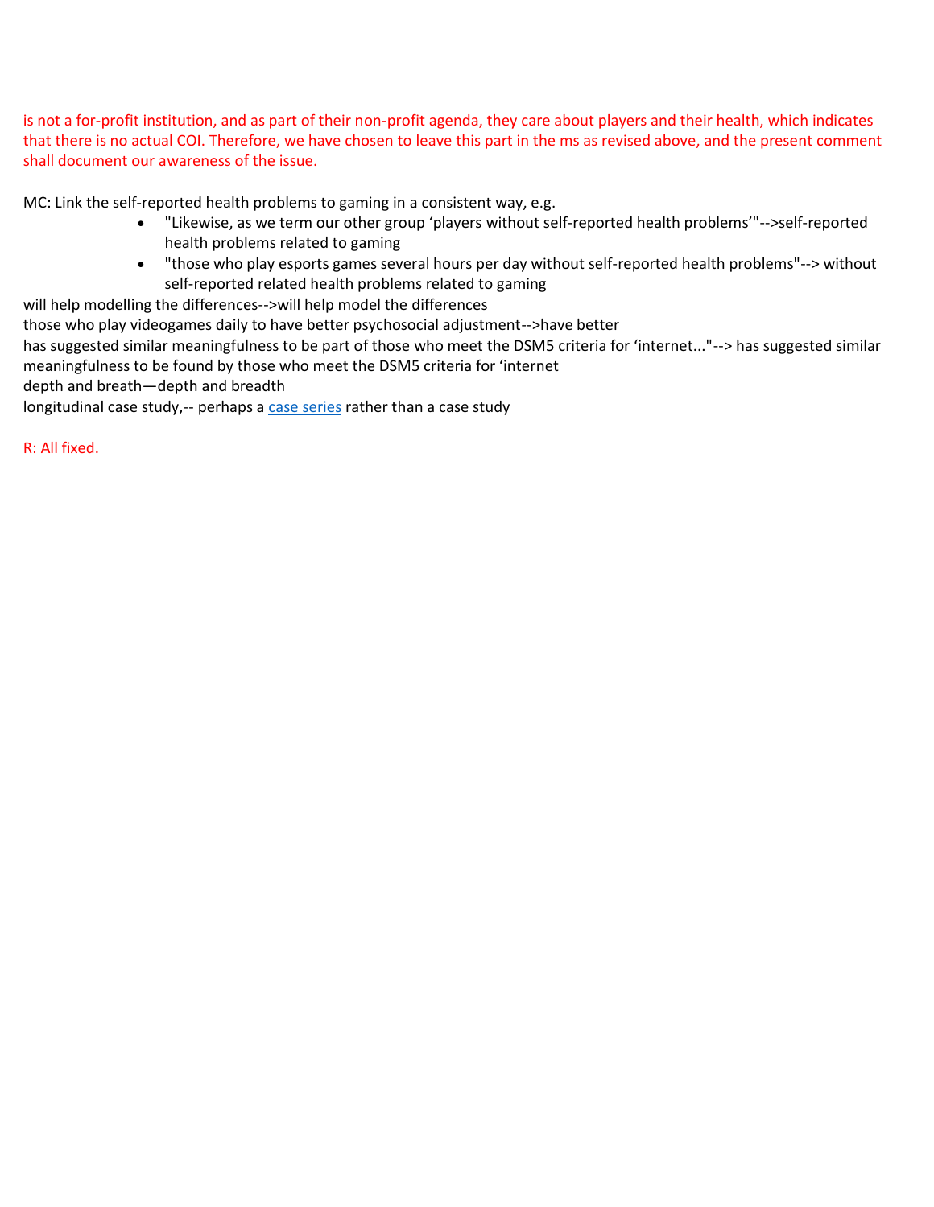is not a for-profit institution, and as part of their non-profit agenda, they care about players and their health, which indicates that there is no actual COI. Therefore, we have chosen to leave this part in the ms as revised above, and the present comment shall document our awareness of the issue.

MC: Link the self-reported health problems to gaming in a consistent way, e.g.

- "Likewise, as we term our other group 'players without self-reported health problems'"-->self-reported health problems related to gaming
- "those who play esports games several hours per day without self-reported health problems"--> without self-reported related health problems related to gaming

will help modelling the differences-->will help model the differences
those who play videogames daily to have better psychosocial adjustment-->have better
has suggested similar meaningfulness to be part of those who meet the DSM5 criteria for 'internet..."--> has suggested similar meaningfulness to be found by those who meet the DSM5 criteria for 'internet
depth and breath—depth and breadth
longitudinal case study,-- perhaps a case series rather than a case study

R: All fixed.